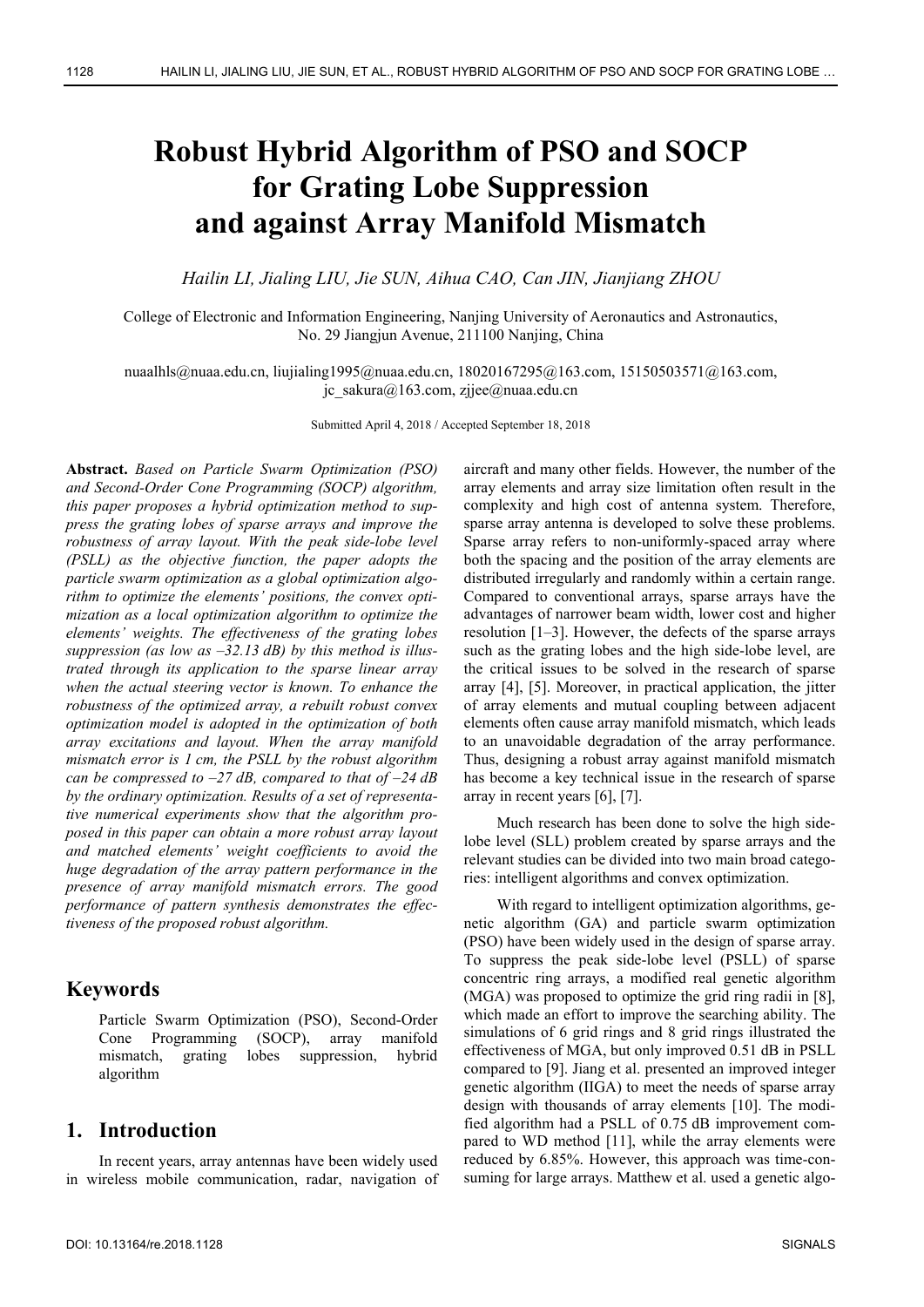# Robust Hybrid Algorithm of PSO and SOCP for Grating Lobe Suppression and against Array Manifold Mismatch

*Hailin LI, Jialing LIU, Jie SUN, Aihua CAO, Can JIN, Jianjiang ZHOU*

College of Electronic and Information Engineering, Nanjing University of Aeronautics and Astronautics, No. 29 Jiangjun Avenue, 211100 Nanjing, China

nuaalhls@nuaa.edu.cn, liujialing1995@nuaa.edu.cn, 18020167295@163.com, 15150503571@163.com, jc_sakura@163.com, zjjee@nuaa.edu.cn

Submitted April 4, 2018 / Accepted September 18, 2018

**Abstract.** *Based on Particle Swarm Optimization (PSO) and Second-Order Cone Programming (SOCP) algorithm, this paper proposes a hybrid optimization method to suppress the grating lobes of sparse arrays and improve the robustness of array layout. With the peak side-lobe level (PSLL) as the objective function, the paper adopts the particle swarm optimization as a global optimization algorithm to optimize the elements' positions, the convex optimization as a local optimization algorithm to optimize the elements' weights. The effectiveness of the grating lobes suppression (as low as –32.13 dB) by this method is illustrated through its application to the sparse linear array when the actual steering vector is known. To enhance the robustness of the optimized array, a rebuilt robust convex optimization model is adopted in the optimization of both array excitations and layout. When the array manifold mismatch error is 1 cm, the PSLL by the robust algorithm can be compressed to –27 dB, compared to that of –24 dB by the ordinary optimization. Results of a set of representative numerical experiments show that the algorithm proposed in this paper can obtain a more robust array layout and matched elements' weight coefficients to avoid the huge degradation of the array pattern performance in the presence of array manifold mismatch errors. The good performance of pattern synthesis demonstrates the effectiveness of the proposed robust algorithm.*

## Keywords

Particle Swarm Optimization (PSO), Second-Order Cone Programming (SOCP), array manifold mismatch, grating lobes suppression, hybrid algorithm

## 1. Introduction

In recent years, array antennas have been widely used in wireless mobile communication, radar, navigation of aircraft and many other fields. However, the number of the array elements and array size limitation often result in the complexity and high cost of antenna system. Therefore, sparse array antenna is developed to solve these problems. Sparse array refers to non-uniformly-spaced array where both the spacing and the position of the array elements are distributed irregularly and randomly within a certain range. Compared to conventional arrays, sparse arrays have the advantages of narrower beam width, lower cost and higher resolution [1–3]. However, the defects of the sparse arrays such as the grating lobes and the high side-lobe level, are the critical issues to be solved in the research of sparse array [4], [5]. Moreover, in practical application, the jitter of array elements and mutual coupling between adjacent elements often cause array manifold mismatch, which leads to an unavoidable degradation of the array performance. Thus, designing a robust array against manifold mismatch has become a key technical issue in the research of sparse array in recent years [6], [7].

Much research has been done to solve the high side-lobe level (SLL) problem created by sparse arrays and the relevant studies can be divided into two main broad categories: intelligent algorithms and convex optimization.

With regard to intelligent optimization algorithms, genetic algorithm (GA) and particle swarm optimization (PSO) have been widely used in the design of sparse array. To suppress the peak side-lobe level (PSLL) of sparse concentric ring arrays, a modified real genetic algorithm (MGA) was proposed to optimize the grid ring radii in [8], which made an effort to improve the searching ability. The simulations of 6 grid rings and 8 grid rings illustrated the effectiveness of MGA, but only improved 0.51 dB in PSLL compared to [9]. Jiang et al. presented an improved integer genetic algorithm (IIGA) to meet the needs of sparse array design with thousands of array elements [10]. The modified algorithm had a PSLL of 0.75 dB improvement compared to WD method [11], while the array elements were reduced by 6.85%. However, this approach was time-consuming for large arrays. Matthew et al. used a genetic algo-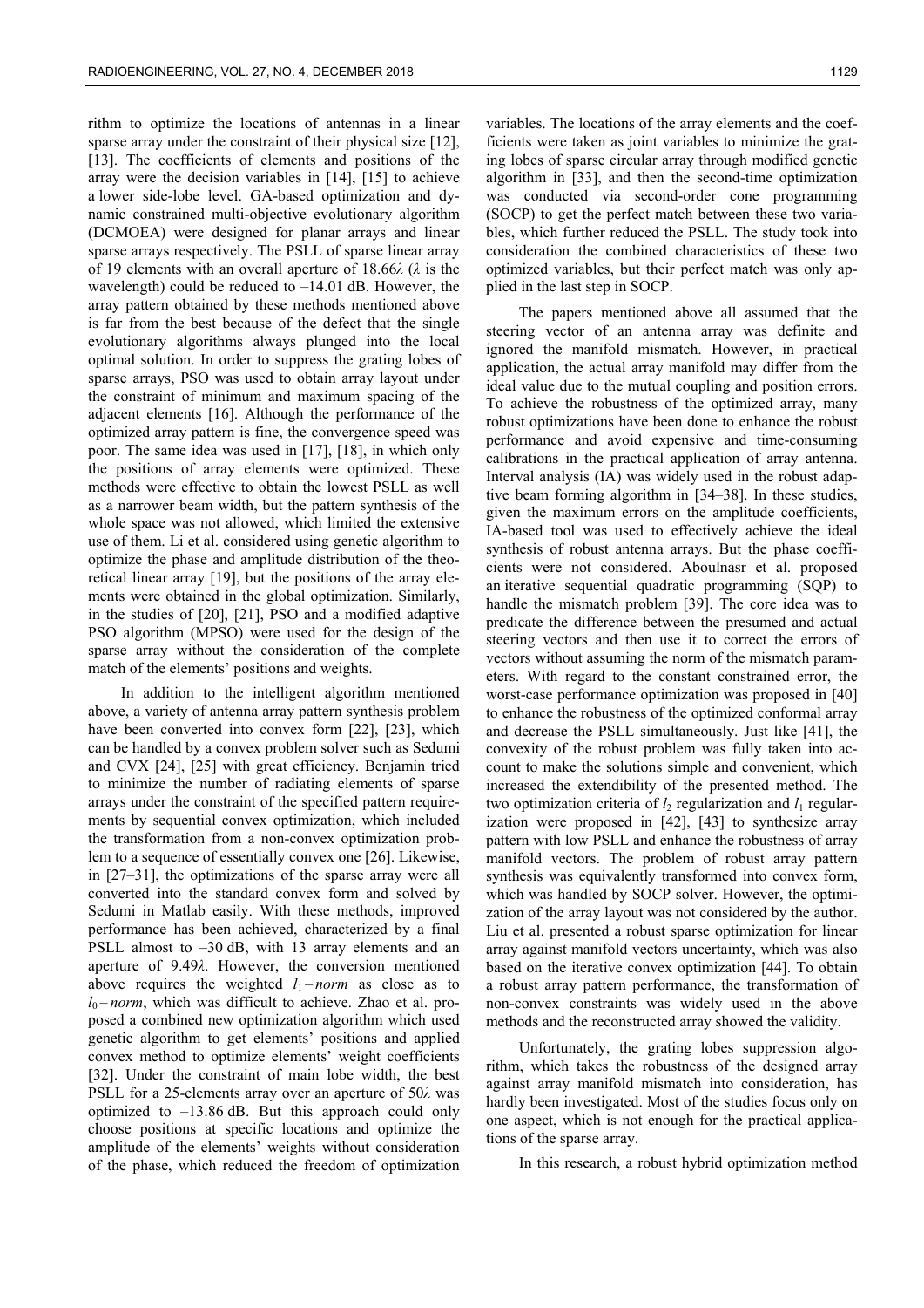rithm to optimize the locations of antennas in a linear sparse array under the constraint of their physical size [12], [13]. The coefficients of elements and positions of the array were the decision variables in [14], [15] to achieve a lower side-lobe level. GA-based optimization and dynamic constrained multi-objective evolutionary algorithm (DCMOEA) were designed for planar arrays and linear sparse arrays respectively. The PSLL of sparse linear array of 19 elements with an overall aperture of 18.66$\lambda$ ($\lambda$ is the wavelength) could be reduced to –14.01 dB. However, the array pattern obtained by these methods mentioned above is far from the best because of the defect that the single evolutionary algorithms always plunged into the local optimal solution. In order to suppress the grating lobes of sparse arrays, PSO was used to obtain array layout under the constraint of minimum and maximum spacing of the adjacent elements [16]. Although the performance of the optimized array pattern is fine, the convergence speed was poor. The same idea was used in [17], [18], in which only the positions of array elements were optimized. These methods were effective to obtain the lowest PSLL as well as a narrower beam width, but the pattern synthesis of the whole space was not allowed, which limited the extensive use of them. Li et al. considered using genetic algorithm to optimize the phase and amplitude distribution of the theoretical linear array [19], but the positions of the array elements were obtained in the global optimization. Similarly, in the studies of [20], [21], PSO and a modified adaptive PSO algorithm (MPSO) were used for the design of the sparse array without the consideration of the complete match of the elements' positions and weights.

In addition to the intelligent algorithm mentioned above, a variety of antenna array pattern synthesis problem have been converted into convex form [22], [23], which can be handled by a convex problem solver such as Sedumi and CVX [24], [25] with great efficiency. Benjamin tried to minimize the number of radiating elements of sparse arrays under the constraint of the specified pattern requirements by sequential convex optimization, which included the transformation from a non-convex optimization problem to a sequence of essentially convex one [26]. Likewise, in [27–31], the optimizations of the sparse array were all converted into the standard convex form and solved by Sedumi in Matlab easily. With these methods, improved performance has been achieved, characterized by a final PSLL almost to –30 dB, with 13 array elements and an aperture of 9.49$\lambda$. However, the conversion mentioned above requires the weighted $l_1 - norm$ as close as to $l_0 - norm$, which was difficult to achieve. Zhao et al. proposed a combined new optimization algorithm which used genetic algorithm to get elements' positions and applied convex method to optimize elements' weight coefficients [32]. Under the constraint of main lobe width, the best PSLL for a 25-elements array over an aperture of 50$\lambda$ was optimized to –13.86 dB. But this approach could only choose positions at specific locations and optimize the amplitude of the elements' weights without consideration of the phase, which reduced the freedom of optimization variables. The locations of the array elements and the coefficients were taken as joint variables to minimize the grating lobes of sparse circular array through modified genetic algorithm in [33], and then the second-time optimization was conducted via second-order cone programming (SOCP) to get the perfect match between these two variables, which further reduced the PSLL. The study took into consideration the combined characteristics of these two optimized variables, but their perfect match was only applied in the last step in SOCP.

The papers mentioned above all assumed that the steering vector of an antenna array was definite and ignored the manifold mismatch. However, in practical application, the actual array manifold may differ from the ideal value due to the mutual coupling and position errors. To achieve the robustness of the optimized array, many robust optimizations have been done to enhance the robust performance and avoid expensive and time-consuming calibrations in the practical application of array antenna. Interval analysis (IA) was widely used in the robust adaptive beam forming algorithm in [34–38]. In these studies, given the maximum errors on the amplitude coefficients, IA-based tool was used to effectively achieve the ideal synthesis of robust antenna arrays. But the phase coefficients were not considered. Aboulnasr et al. proposed an iterative sequential quadratic programming (SQP) to handle the mismatch problem [39]. The core idea was to predicate the difference between the presumed and actual steering vectors and then use it to correct the errors of vectors without assuming the norm of the mismatch parameters. With regard to the constant constrained error, the worst-case performance optimization was proposed in [40] to enhance the robustness of the optimized conformal array and decrease the PSLL simultaneously. Just like [41], the convexity of the robust problem was fully taken into account to make the solutions simple and convenient, which increased the extendibility of the presented method. The two optimization criteria of $l_2$ regularization and $l_1$ regularization were proposed in [42], [43] to synthesize array pattern with low PSLL and enhance the robustness of array manifold vectors. The problem of robust array pattern synthesis was equivalently transformed into convex form, which was handled by SOCP solver. However, the optimization of the array layout was not considered by the author. Liu et al. presented a robust sparse optimization for linear array against manifold vectors uncertainty, which was also based on the iterative convex optimization [44]. To obtain a robust array pattern performance, the transformation of non-convex constraints was widely used in the above methods and the reconstructed array showed the validity.

Unfortunately, the grating lobes suppression algorithm, which takes the robustness of the designed array against array manifold mismatch into consideration, has hardly been investigated. Most of the studies focus only on one aspect, which is not enough for the practical applications of the sparse array.

In this research, a robust hybrid optimization method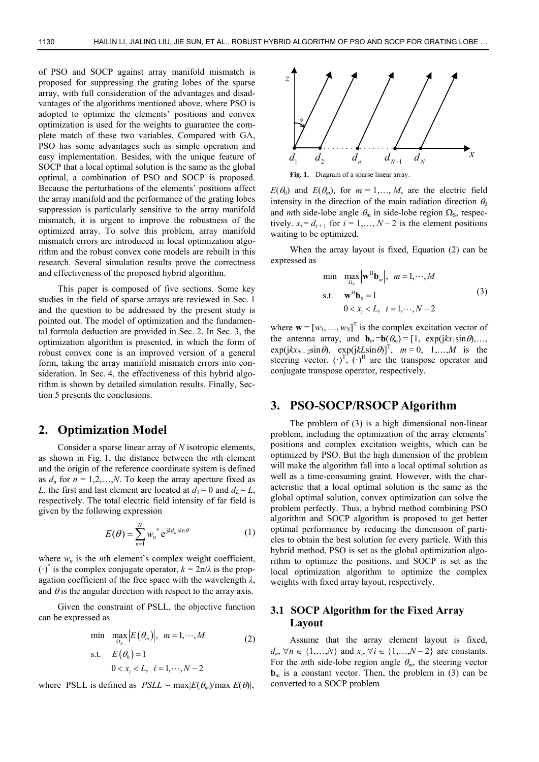of PSO and SOCP against array manifold mismatch is proposed for suppressing the grating lobes of the sparse array, with full consideration of the advantages and disadvantages of the algorithms mentioned above, where PSO is adopted to optimize the elements' positions and convex optimization is used for the weights to guarantee the complete match of these two variables. Compared with GA, PSO has some advantages such as simple operation and easy implementation. Besides, with the unique feature of SOCP that a local optimal solution is the same as the global optimal, a combination of PSO and SOCP is proposed. Because the perturbations of the elements' positions affect the array manifold and the performance of the grating lobes suppression is particularly sensitive to the array manifold mismatch, it is urgent to improve the robustness of the optimized array. To solve this problem, array manifold mismatch errors are introduced in local optimization algorithm and the robust convex cone models are rebuilt in this research. Several simulation results prove the correctness and effectiveness of the proposed hybrid algorithm.

This paper is composed of five sections. Some key studies in the field of sparse arrays are reviewed in Sec. 1 and the question to be addressed by the present study is pointed out. The model of optimization and the fundamental formula deduction are provided in Sec. 2. In Sec. 3, the optimization algorithm is presented, in which the form of robust convex cone is an improved version of a general form, taking the array manifold mismatch errors into consideration. In Sec. 4, the effectiveness of this hybrid algorithm is shown by detailed simulation results. Finally, Section 5 presents the conclusions.

## 2. Optimization Model

Consider a sparse linear array of $N$ isotropic elements, as shown in Fig. 1, the distance between the $n$th element and the origin of the reference coordinate system is defined as $d_n$ for $n = 1,2,\ldots,N$. To keep the array aperture fixed as $L$, the first and last element are located at $d_1 = 0$ and $d_L = L$, respectively. The total electric field intensity of far field is given by the following expression

$$E(\theta) = \sum_{n=1}^{N} w_n^{*} \mathrm{e}^{\mathrm{j}kd_n \sin\theta} \tag{1}$$

where $w_n$ is the $n$th element's complex weight coefficient, $(\cdot)^*$ is the complex conjugate operator, $k = 2\pi/\lambda$ is the propagation coefficient of the free space with the wavelength $\lambda$, and $\theta$ is the angular direction with respect to the array axis.

Given the constraint of PSLL, the objective function can be expressed as

$$\begin{aligned} \min \quad & \max_{\Omega_S} \left|E(\theta_m)\right|, \quad m = 1,\cdots,M \\ \text{s.t.} \quad & E(\theta_0) = 1 \\ & 0 < x_i < L, \quad i = 1,\cdots,N-2 \end{aligned} \tag{2}$$

where PSLL is defined as $PSLL = \max|E(\theta_m)/\max E(\theta)|$, $E(\theta_0)$ and $E(\theta_m)$, for $m = 1,\ldots, M$, are the electric field intensity in the direction of the main radiation direction $\theta_0$ and $m$th side-lobe angle $\theta_m$ in side-lobe region $\Omega_S$, respectively. $x_i = d_{i+1}$ for $i = 1,\ldots, N-2$ is the element positions waiting to be optimized.

**Fig. 1.** Diagram of a sparse linear array.

When the array layout is fixed, Equation (2) can be expressed as

$$\begin{aligned} \min \quad & \max_{\Omega_S} \left|\mathbf{w}^{\mathrm{H}}\mathbf{b}_m\right|, \quad m = 1,\cdots,M \\ \text{s.t.} \quad & \mathbf{w}^{\mathrm{H}}\mathbf{b}_0 = 1 \\ & 0 < x_i < L, \quad i = 1,\cdots,N-2 \end{aligned} \tag{3}$$

where $\mathbf{w} = [w_1, \ldots, w_N]^{\mathrm{T}}$ is the complex excitation vector of the antenna array, and $\mathbf{b}_m = \mathbf{b}(\theta_m) = [1, \exp(\mathrm{j}kx_1\sin\theta),\ldots, \exp(\mathrm{j}kx_{N-2}\sin\theta), \exp(\mathrm{j}kL\sin\theta)]^{\mathrm{T}}$, $m = 0, 1,\ldots,M$ is the steering vector. $(\cdot)^{\mathrm{T}}$, $(\cdot)^{\mathrm{H}}$ are the transpose operator and conjugate transpose operator, respectively.

## 3. PSO-SOCP/RSOCP Algorithm

The problem of (3) is a high dimensional non-linear problem, including the optimization of the array elements' positions and complex excitation weights, which can be optimized by PSO. But the high dimension of the problem will make the algorithm fall into a local optimal solution as well as a time-consuming graint. However, with the characteristic that a local optimal solution is the same as the global optimal solution, convex optimization can solve the problem perfectly. Thus, a hybrid method combining PSO algorithm and SOCP algorithm is proposed to get better optimal performance by reducing the dimension of particles to obtain the best solution for every particle. With this hybrid method, PSO is set as the global optimization algorithm to optimize the positions, and SOCP is set as the local optimization algorithm to optimize the complex weights with fixed array layout, respectively.

### 3.1 SOCP Algorithm for the Fixed Array Layout

Assume that the array element layout is fixed, $d_n$, $\forall n \in \{1,\ldots,N\}$ and $x_i$, $\forall i \in \{1,\ldots,N-2\}$ are constants. For the $m$th side-lobe region angle $\theta_m$, the steering vector $\mathbf{b}_m$ is a constant vector. Then, the problem in (3) can be converted to a SOCP problem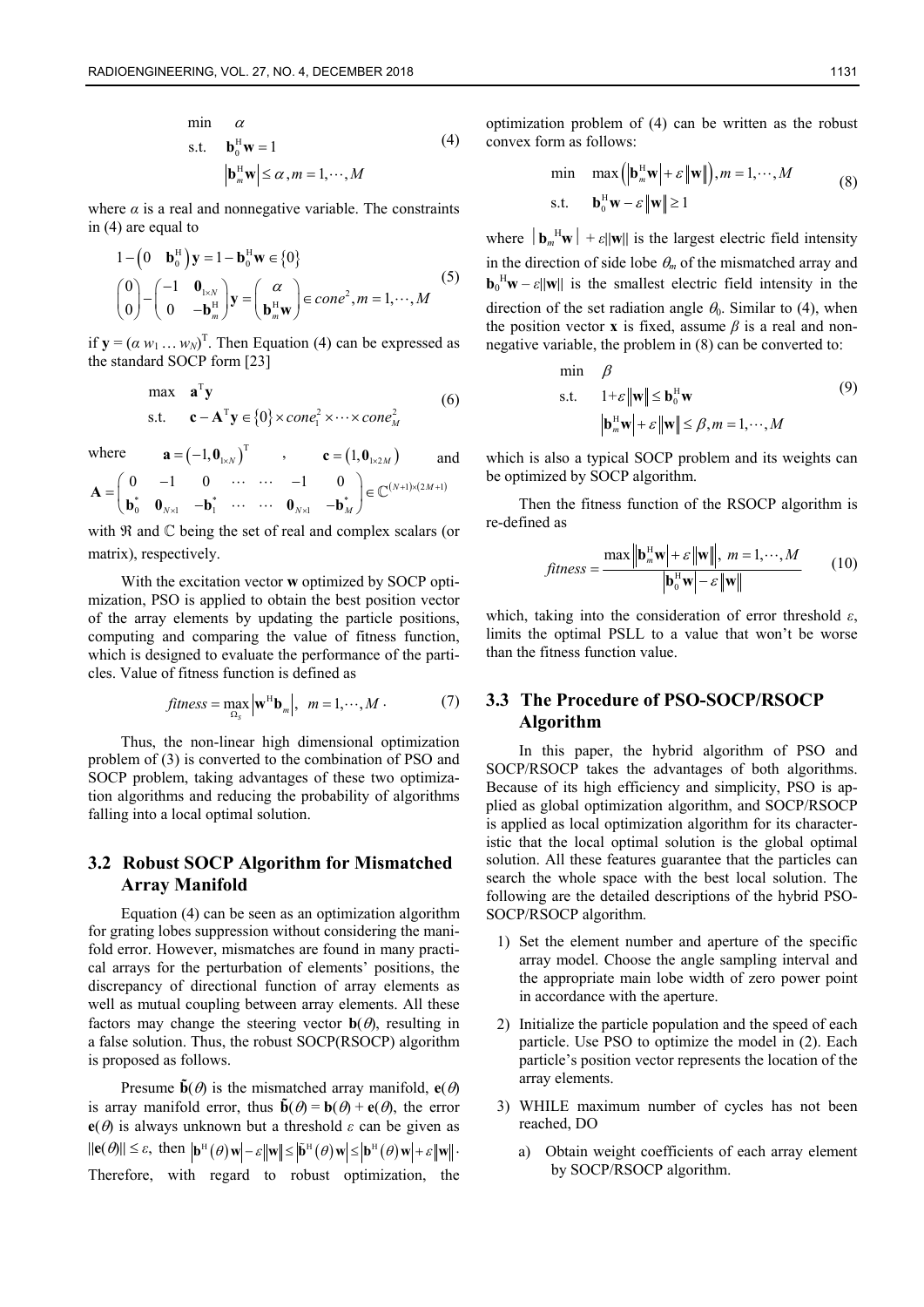$$
\begin{aligned}
\min \quad & \alpha \\
\text{s.t.} \quad & \mathbf{b}_0^{\mathrm{H}}\mathbf{w} = 1 \\
& \left|\mathbf{b}_m^{\mathrm{H}}\mathbf{w}\right| \le \alpha, m = 1, \cdots, M
\end{aligned} \tag{4}
$$

where $\alpha$ is a real and nonnegative variable. The constraints in (4) are equal to

$$
\begin{aligned}
& 1 - \begin{pmatrix} 0 & \mathbf{b}_0^{\mathrm{H}} \end{pmatrix} \mathbf{y} = 1 - \mathbf{b}_0^{\mathrm{H}}\mathbf{w} \in \{0\} \\
& \begin{pmatrix} 0 \\ 0 \end{pmatrix} - \begin{pmatrix} -1 & \mathbf{0}_{1\times N} \\ 0 & -\mathbf{b}_m^{\mathrm{H}} \end{pmatrix} \mathbf{y} = \begin{pmatrix} \alpha \\ \mathbf{b}_m^{\mathrm{H}}\mathbf{w} \end{pmatrix} \in cone^2, m = 1, \cdots, M
\end{aligned} \tag{5}
$$

if $\mathbf{y} = (\alpha\ w_1 \ldots w_N)^{\mathrm{T}}$. Then Equation (4) can be expressed as the standard SOCP form [23]

$$
\begin{aligned}
\max \quad & \mathbf{a}^{\mathrm{T}}\mathbf{y} \\
\text{s.t.} \quad & \mathbf{c} - \mathbf{A}^{\mathrm{T}}\mathbf{y} \in \{0\} \times cone_1^2 \times \cdots \times cone_M^2
\end{aligned} \tag{6}
$$

where $\mathbf{a} = \left(-1, \mathbf{0}_{1\times N}\right)^{\mathrm{T}}$, $\mathbf{c} = \left(1, \mathbf{0}_{1\times 2M}\right)$ and
$\mathbf{A} = \begin{pmatrix} 0 & -1 & 0 & \cdots & \cdots & -1 & 0 \\ \mathbf{b}_0^* & \mathbf{0}_{N\times 1} & -\mathbf{b}_1^* & \cdots & \cdots & \mathbf{0}_{N\times 1} & -\mathbf{b}_M^* \end{pmatrix} \in \mathbb{C}^{(N+1)\times(2M+1)}$

with $\Re$ and $\mathbb{C}$ being the set of real and complex scalars (or matrix), respectively.

With the excitation vector $\mathbf{w}$ optimized by SOCP optimization, PSO is applied to obtain the best position vector of the array elements by updating the particle positions, computing and comparing the value of fitness function, which is designed to evaluate the performance of the particles. Value of fitness function is defined as

$$
fitness = \max_{\Omega_S} \left|\mathbf{w}^{\mathrm{H}}\mathbf{b}_m\right|, \quad m = 1, \cdots, M \cdot \tag{7}
$$

Thus, the non-linear high dimensional optimization problem of (3) is converted to the combination of PSO and SOCP problem, taking advantages of these two optimization algorithms and reducing the probability of algorithms falling into a local optimal solution.

## 3.2 Robust SOCP Algorithm for Mismatched Array Manifold

Equation (4) can be seen as an optimization algorithm for grating lobes suppression without considering the manifold error. However, mismatches are found in many practical arrays for the perturbation of elements' positions, the discrepancy of directional function of array elements as well as mutual coupling between array elements. All these factors may change the steering vector $\mathbf{b}(\theta)$, resulting in a false solution. Thus, the robust SOCP(RSOCP) algorithm is proposed as follows.

Presume $\tilde{\mathbf{b}}(\theta)$ is the mismatched array manifold, $\mathbf{e}(\theta)$ is array manifold error, thus $\tilde{\mathbf{b}}(\theta) = \mathbf{b}(\theta) + \mathbf{e}(\theta)$, the error $\mathbf{e}(\theta)$ is always unknown but a threshold $\varepsilon$ can be given as $\|\mathbf{e}(\theta)\| \le \varepsilon$, then $\left|\mathbf{b}^{\mathrm{H}}(\theta)\mathbf{w}\right| - \varepsilon\|\mathbf{w}\| \le \left|\tilde{\mathbf{b}}^{\mathrm{H}}(\theta)\mathbf{w}\right| \le \left|\mathbf{b}^{\mathrm{H}}(\theta)\mathbf{w}\right| + \varepsilon\|\mathbf{w}\|$. Therefore, with regard to robust optimization, the optimization problem of (4) can be written as the robust convex form as follows:

$$
\begin{aligned}
\min \quad & \max\left(\left|\mathbf{b}_m^{\mathrm{H}}\mathbf{w}\right| + \varepsilon\|\mathbf{w}\|\right), m = 1, \cdots, M \\
\text{s.t.} \quad & \mathbf{b}_0^{\mathrm{H}}\mathbf{w} - \varepsilon\|\mathbf{w}\| \ge 1
\end{aligned} \tag{8}
$$

where $\left|\mathbf{b}_m^{\mathrm{H}}\mathbf{w}\right| + \varepsilon\|\mathbf{w}\|$ is the largest electric field intensity in the direction of side lobe $\theta_m$ of the mismatched array and $\mathbf{b}_0^{\mathrm{H}}\mathbf{w} - \varepsilon\|\mathbf{w}\|$ is the smallest electric field intensity in the direction of the set radiation angle $\theta_0$. Similar to (4), when the position vector $\mathbf{x}$ is fixed, assume $\beta$ is a real and nonnegative variable, the problem in (8) can be converted to:

$$
\begin{aligned}
\min \quad & \beta \\
\text{s.t.} \quad & 1 + \varepsilon\|\mathbf{w}\| \le \mathbf{b}_0^{\mathrm{H}}\mathbf{w} \\
& \left|\mathbf{b}_m^{\mathrm{H}}\mathbf{w}\right| + \varepsilon\|\mathbf{w}\| \le \beta, m = 1, \cdots, M
\end{aligned} \tag{9}
$$

which is also a typical SOCP problem and its weights can be optimized by SOCP algorithm.

Then the fitness function of the RSOCP algorithm is re-defined as

$$
fitness = \frac{\max\left\|\mathbf{b}_m^{\mathrm{H}}\mathbf{w} + \varepsilon\|\mathbf{w}\|\right\|, \ m = 1, \cdots, M}{\left|\mathbf{b}_0^{\mathrm{H}}\mathbf{w}\right| - \varepsilon\|\mathbf{w}\|} \tag{10}
$$

which, taking into the consideration of error threshold $\varepsilon$, limits the optimal PSLL to a value that won't be worse than the fitness function value.

## 3.3 The Procedure of PSO-SOCP/RSOCP Algorithm

In this paper, the hybrid algorithm of PSO and SOCP/RSOCP takes the advantages of both algorithms. Because of its high efficiency and simplicity, PSO is applied as global optimization algorithm, and SOCP/RSOCP is applied as local optimization algorithm for its characteristic that the local optimal solution is the global optimal solution. All these features guarantee that the particles can search the whole space with the best local solution. The following are the detailed descriptions of the hybrid PSO-SOCP/RSOCP algorithm.

1) Set the element number and aperture of the specific array model. Choose the angle sampling interval and the appropriate main lobe width of zero power point in accordance with the aperture.
2) Initialize the particle population and the speed of each particle. Use PSO to optimize the model in (2). Each particle's position vector represents the location of the array elements.
3) WHILE maximum number of cycles has not been reached, DO
   a) Obtain weight coefficients of each array element by SOCP/RSOCP algorithm.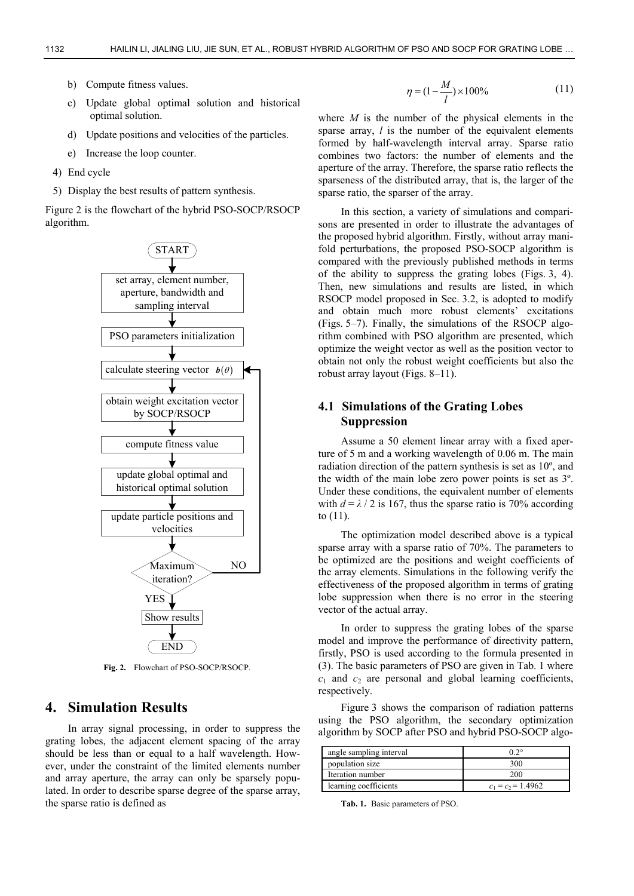b) Compute fitness values.

c) Update global optimal solution and historical optimal solution.

d) Update positions and velocities of the particles.

e) Increase the loop counter.

4) End cycle

5) Display the best results of pattern synthesis.

Figure 2 is the flowchart of the hybrid PSO-SOCP/RSOCP algorithm.

**Fig. 2.** Flowchart of PSO-SOCP/RSOCP.

## 4. Simulation Results

In array signal processing, in order to suppress the grating lobes, the adjacent element spacing of the array should be less than or equal to a half wavelength. However, under the constraint of the limited elements number and array aperture, the array can only be sparsely populated. In order to describe sparse degree of the sparse array, the sparse ratio is defined as

$$\eta = (1 - \frac{M}{l}) \times 100\% \tag{11}$$

where $M$ is the number of the physical elements in the sparse array, $l$ is the number of the equivalent elements formed by half-wavelength interval array. Sparse ratio combines two factors: the number of elements and the aperture of the array. Therefore, the sparse ratio reflects the sparseness of the distributed array, that is, the larger of the sparse ratio, the sparser of the array.

In this section, a variety of simulations and comparisons are presented in order to illustrate the advantages of the proposed hybrid algorithm. Firstly, without array manifold perturbations, the proposed PSO-SOCP algorithm is compared with the previously published methods in terms of the ability to suppress the grating lobes (Figs. 3, 4). Then, new simulations and results are listed, in which RSOCP model proposed in Sec. 3.2, is adopted to modify and obtain much more robust elements' excitations (Figs. 5–7). Finally, the simulations of the RSOCP algorithm combined with PSO algorithm are presented, which optimize the weight vector as well as the position vector to obtain not only the robust weight coefficients but also the robust array layout (Figs. 8–11).

### 4.1 Simulations of the Grating Lobes Suppression

Assume a 50 element linear array with a fixed aperture of 5 m and a working wavelength of 0.06 m. The main radiation direction of the pattern synthesis is set as 10º, and the width of the main lobe zero power points is set as 3º. Under these conditions, the equivalent number of elements with $d = \lambda / 2$ is 167, thus the sparse ratio is 70% according to (11).

The optimization model described above is a typical sparse array with a sparse ratio of 70%. The parameters to be optimized are the positions and weight coefficients of the array elements. Simulations in the following verify the effectiveness of the proposed algorithm in terms of grating lobe suppression when there is no error in the steering vector of the actual array.

In order to suppress the grating lobes of the sparse model and improve the performance of directivity pattern, firstly, PSO is used according to the formula presented in (3). The basic parameters of PSO are given in Tab. 1 where $c_1$ and $c_2$ are personal and global learning coefficients, respectively.

Figure 3 shows the comparison of radiation patterns using the PSO algorithm, the secondary optimization algorithm by SOCP after PSO and hybrid PSO-SOCP algo-

| | |
|---|---|
| angle sampling interval | 0.2° |
| population size | 300 |
| Iteration number | 200 |
| learning coefficients | $c_1 = c_2 = 1.4962$ |

**Tab. 1.** Basic parameters of PSO.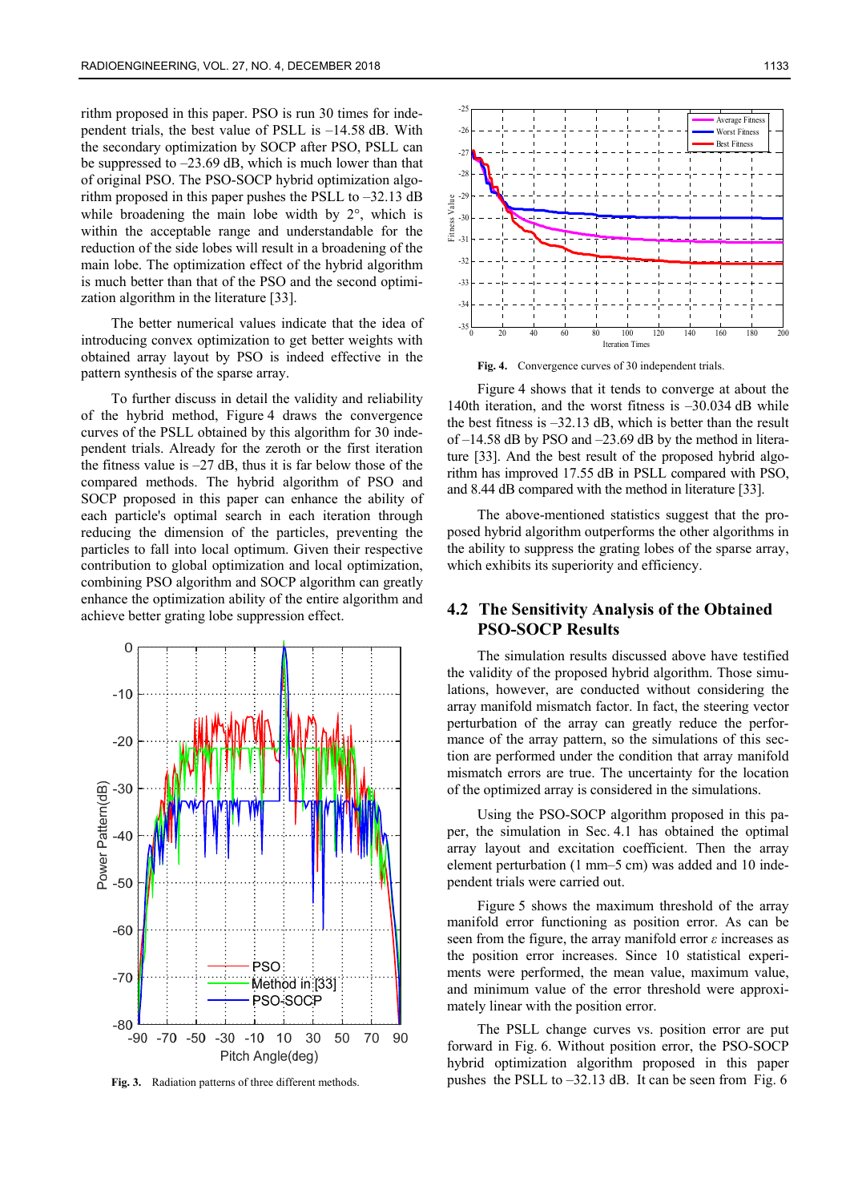rithm proposed in this paper. PSO is run 30 times for independent trials, the best value of PSLL is –14.58 dB. With the secondary optimization by SOCP after PSO, PSLL can be suppressed to –23.69 dB, which is much lower than that of original PSO. The PSO-SOCP hybrid optimization algorithm proposed in this paper pushes the PSLL to –32.13 dB while broadening the main lobe width by 2°, which is within the acceptable range and understandable for the reduction of the side lobes will result in a broadening of the main lobe. The optimization effect of the hybrid algorithm is much better than that of the PSO and the second optimization algorithm in the literature [33].

The better numerical values indicate that the idea of introducing convex optimization to get better weights with obtained array layout by PSO is indeed effective in the pattern synthesis of the sparse array.

To further discuss in detail the validity and reliability of the hybrid method, Figure 4 draws the convergence curves of the PSLL obtained by this algorithm for 30 independent trials. Already for the zeroth or the first iteration the fitness value is –27 dB, thus it is far below those of the compared methods. The hybrid algorithm of PSO and SOCP proposed in this paper can enhance the ability of each particle's optimal search in each iteration through reducing the dimension of the particles, preventing the particles to fall into local optimum. Given their respective contribution to global optimization and local optimization, combining PSO algorithm and SOCP algorithm can greatly enhance the optimization ability of the entire algorithm and achieve better grating lobe suppression effect.

**Fig. 3.** Radiation patterns of three different methods.

**Fig. 4.** Convergence curves of 30 independent trials.

Figure 4 shows that it tends to converge at about the 140th iteration, and the worst fitness is –30.034 dB while the best fitness is –32.13 dB, which is better than the result of –14.58 dB by PSO and –23.69 dB by the method in literature [33]. And the best result of the proposed hybrid algorithm has improved 17.55 dB in PSLL compared with PSO, and 8.44 dB compared with the method in literature [33].

The above-mentioned statistics suggest that the proposed hybrid algorithm outperforms the other algorithms in the ability to suppress the grating lobes of the sparse array, which exhibits its superiority and efficiency.

## 4.2 The Sensitivity Analysis of the Obtained PSO-SOCP Results

The simulation results discussed above have testified the validity of the proposed hybrid algorithm. Those simulations, however, are conducted without considering the array manifold mismatch factor. In fact, the steering vector perturbation of the array can greatly reduce the performance of the array pattern, so the simulations of this section are performed under the condition that array manifold mismatch errors are true. The uncertainty for the location of the optimized array is considered in the simulations.

Using the PSO-SOCP algorithm proposed in this paper, the simulation in Sec. 4.1 has obtained the optimal array layout and excitation coefficient. Then the array element perturbation (1 mm–5 cm) was added and 10 independent trials were carried out.

Figure 5 shows the maximum threshold of the array manifold error functioning as position error. As can be seen from the figure, the array manifold error $\varepsilon$ increases as the position error increases. Since 10 statistical experiments were performed, the mean value, maximum value, and minimum value of the error threshold were approximately linear with the position error.

The PSLL change curves vs. position error are put forward in Fig. 6. Without position error, the PSO-SOCP hybrid optimization algorithm proposed in this paper pushes the PSLL to –32.13 dB. It can be seen from Fig. 6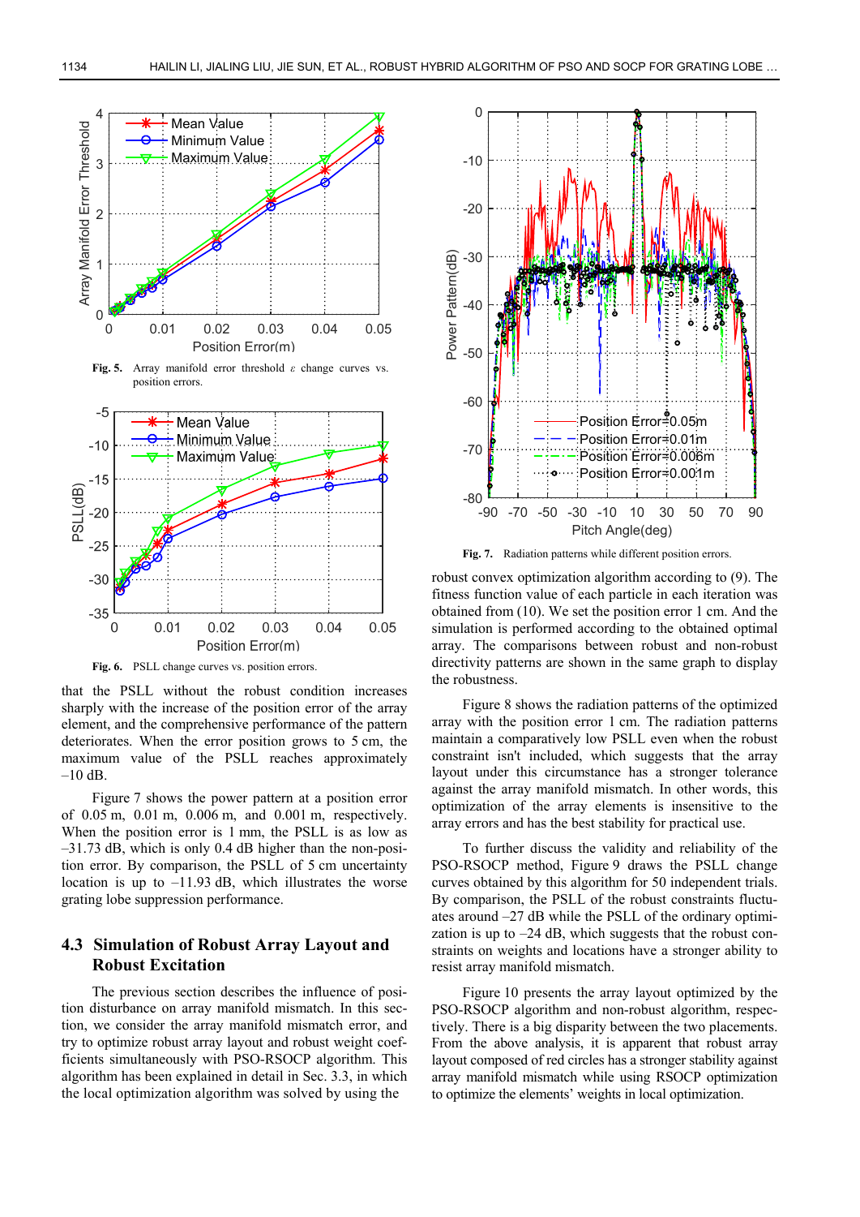Fig. 5. Array manifold error threshold $\varepsilon$ change curves vs. position errors.

Fig. 6. PSLL change curves vs. position errors.

that the PSLL without the robust condition increases sharply with the increase of the position error of the array element, and the comprehensive performance of the pattern deteriorates. When the error position grows to 5 cm, the maximum value of the PSLL reaches approximately –10 dB.

Figure 7 shows the power pattern at a position error of 0.05 m, 0.01 m, 0.006 m, and 0.001 m, respectively. When the position error is 1 mm, the PSLL is as low as –31.73 dB, which is only 0.4 dB higher than the non-position error. By comparison, the PSLL of 5 cm uncertainty location is up to –11.93 dB, which illustrates the worse grating lobe suppression performance.

## 4.3 Simulation of Robust Array Layout and Robust Excitation

The previous section describes the influence of position disturbance on array manifold mismatch. In this section, we consider the array manifold mismatch error, and try to optimize robust array layout and robust weight coefficients simultaneously with PSO-RSOCP algorithm. This algorithm has been explained in detail in Sec. 3.3, in which the local optimization algorithm was solved by using the robust convex optimization algorithm according to (9). The fitness function value of each particle in each iteration was obtained from (10). We set the position error 1 cm. And the simulation is performed according to the obtained optimal array. The comparisons between robust and non-robust directivity patterns are shown in the same graph to display the robustness.

Fig. 7. Radiation patterns while different position errors.

Figure 8 shows the radiation patterns of the optimized array with the position error 1 cm. The radiation patterns maintain a comparatively low PSLL even when the robust constraint isn't included, which suggests that the array layout under this circumstance has a stronger tolerance against the array manifold mismatch. In other words, this optimization of the array elements is insensitive to the array errors and has the best stability for practical use.

To further discuss the validity and reliability of the PSO-RSOCP method, Figure 9 draws the PSLL change curves obtained by this algorithm for 50 independent trials. By comparison, the PSLL of the robust constraints fluctuates around –27 dB while the PSLL of the ordinary optimization is up to –24 dB, which suggests that the robust constraints on weights and locations have a stronger ability to resist array manifold mismatch.

Figure 10 presents the array layout optimized by the PSO-RSOCP algorithm and non-robust algorithm, respectively. There is a big disparity between the two placements. From the above analysis, it is apparent that robust array layout composed of red circles has a stronger stability against array manifold mismatch while using RSOCP optimization to optimize the elements' weights in local optimization.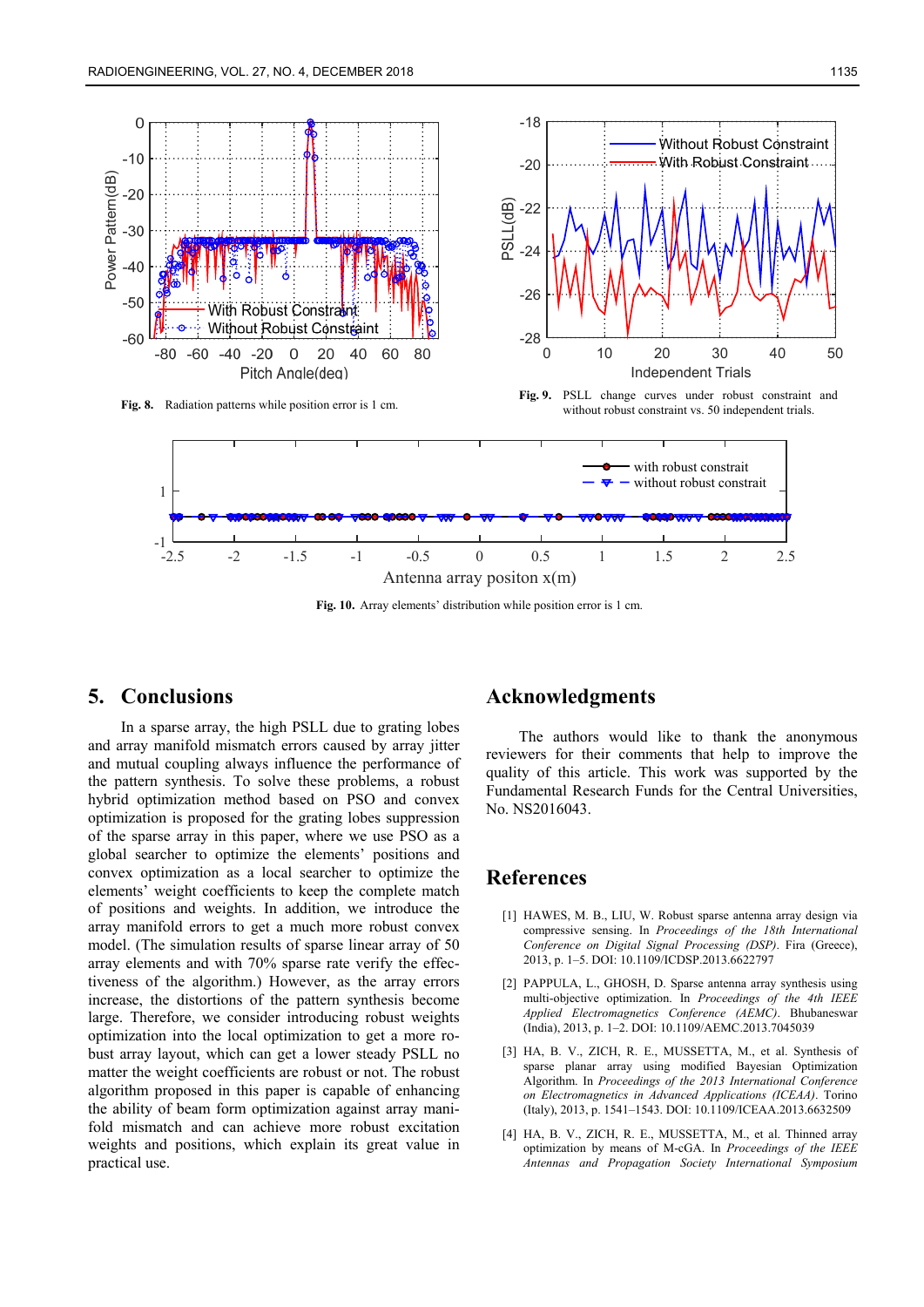Fig. 8. Radiation patterns while position error is 1 cm.

Fig. 9. PSLL change curves under robust constraint and without robust constraint vs. 50 independent trials.

Fig. 10. Array elements' distribution while position error is 1 cm.

## 5. Conclusions

In a sparse array, the high PSLL due to grating lobes and array manifold mismatch errors caused by array jitter and mutual coupling always influence the performance of the pattern synthesis. To solve these problems, a robust hybrid optimization method based on PSO and convex optimization is proposed for the grating lobes suppression of the sparse array in this paper, where we use PSO as a global searcher to optimize the elements' positions and convex optimization as a local searcher to optimize the elements' weight coefficients to keep the complete match of positions and weights. In addition, we introduce the array manifold errors to get a much more robust convex model. (The simulation results of sparse linear array of 50 array elements and with 70% sparse rate verify the effectiveness of the algorithm.) However, as the array errors increase, the distortions of the pattern synthesis become large. Therefore, we consider introducing robust weights optimization into the local optimization to get a more robust array layout, which can get a lower steady PSLL no matter the weight coefficients are robust or not. The robust algorithm proposed in this paper is capable of enhancing the ability of beam form optimization against array manifold mismatch and can achieve more robust excitation weights and positions, which explain its great value in practical use.

## Acknowledgments

The authors would like to thank the anonymous reviewers for their comments that help to improve the quality of this article. This work was supported by the Fundamental Research Funds for the Central Universities, No. NS2016043.

## References

[1] HAWES, M. B., LIU, W. Robust sparse antenna array design via compressive sensing. In *Proceedings of the 18th International Conference on Digital Signal Processing (DSP)*. Fira (Greece), 2013, p. 1–5. DOI: 10.1109/ICDSP.2013.6622797

[2] PAPPULA, L., GHOSH, D. Sparse antenna array synthesis using multi-objective optimization. In *Proceedings of the 4th IEEE Applied Electromagnetics Conference (AEMC)*. Bhubaneswar (India), 2013, p. 1–2. DOI: 10.1109/AEMC.2013.7045039

[3] HA, B. V., ZICH, R. E., MUSSETTA, M., et al. Synthesis of sparse planar array using modified Bayesian Optimization Algorithm. In *Proceedings of the 2013 International Conference on Electromagnetics in Advanced Applications (ICEAA)*. Torino (Italy), 2013, p. 1541–1543. DOI: 10.1109/ICEAA.2013.6632509

[4] HA, B. V., ZICH, R. E., MUSSETTA, M., et al. Thinned array optimization by means of M-cGA. In *Proceedings of the IEEE Antennas and Propagation Society International Symposium*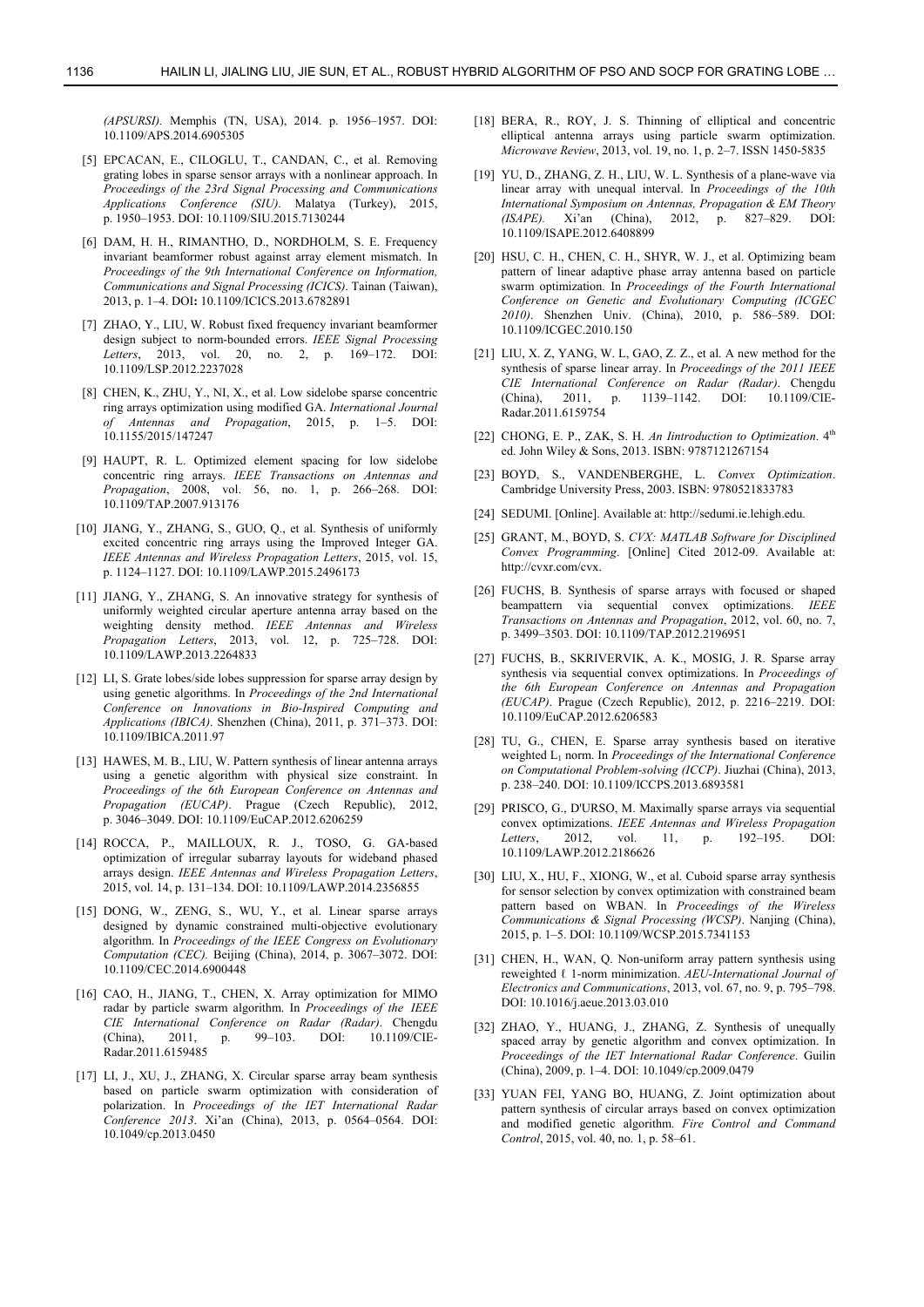*(APSURSI)*. Memphis (TN, USA), 2014. p. 1956–1957. DOI: 10.1109/APS.2014.6905305

[5] EPCACAN, E., CILOGLU, T., CANDAN, C., et al. Removing grating lobes in sparse sensor arrays with a nonlinear approach. In *Proceedings of the 23rd Signal Processing and Communications Applications Conference (SIU)*. Malatya (Turkey), 2015, p. 1950–1953. DOI: 10.1109/SIU.2015.7130244

[6] DAM, H. H., RIMANTHO, D., NORDHOLM, S. E. Frequency invariant beamformer robust against array element mismatch. In *Proceedings of the 9th International Conference on Information, Communications and Signal Processing (ICICS)*. Tainan (Taiwan), 2013, p. 1–4. DOI: 10.1109/ICICS.2013.6782891

[7] ZHAO, Y., LIU, W. Robust fixed frequency invariant beamformer design subject to norm-bounded errors. *IEEE Signal Processing Letters*, 2013, vol. 20, no. 2, p. 169–172. DOI: 10.1109/LSP.2012.2237028

[8] CHEN, K., ZHU, Y., NI, X., et al. Low sidelobe sparse concentric ring arrays optimization using modified GA. *International Journal of Antennas and Propagation*, 2015, p. 1–5. DOI: 10.1155/2015/147247

[9] HAUPT, R. L. Optimized element spacing for low sidelobe concentric ring arrays. *IEEE Transactions on Antennas and Propagation*, 2008, vol. 56, no. 1, p. 266–268. DOI: 10.1109/TAP.2007.913176

[10] JIANG, Y., ZHANG, S., GUO, Q., et al. Synthesis of uniformly excited concentric ring arrays using the Improved Integer GA. *IEEE Antennas and Wireless Propagation Letters*, 2015, vol. 15, p. 1124–1127. DOI: 10.1109/LAWP.2015.2496173

[11] JIANG, Y., ZHANG, S. An innovative strategy for synthesis of uniformly weighted circular aperture antenna array based on the weighting density method. *IEEE Antennas and Wireless Propagation Letters*, 2013, vol. 12, p. 725–728. DOI: 10.1109/LAWP.2013.2264833

[12] LI, S. Grate lobes/side lobes suppression for sparse array design by using genetic algorithms. In *Proceedings of the 2nd International Conference on Innovations in Bio-Inspired Computing and Applications (IBICA)*. Shenzhen (China), 2011, p. 371–373. DOI: 10.1109/IBICA.2011.97

[13] HAWES, M. B., LIU, W. Pattern synthesis of linear antenna arrays using a genetic algorithm with physical size constraint. In *Proceedings of the 6th European Conference on Antennas and Propagation (EUCAP)*. Prague (Czech Republic), 2012, p. 3046–3049. DOI: 10.1109/EuCAP.2012.6206259

[14] ROCCA, P., MAILLOUX, R. J., TOSO, G. GA-based optimization of irregular subarray layouts for wideband phased arrays design. *IEEE Antennas and Wireless Propagation Letters*, 2015, vol. 14, p. 131–134. DOI: 10.1109/LAWP.2014.2356855

[15] DONG, W., ZENG, S., WU, Y., et al. Linear sparse arrays designed by dynamic constrained multi-objective evolutionary algorithm. In *Proceedings of the IEEE Congress on Evolutionary Computation (CEC)*. Beijing (China), 2014, p. 3067–3072. DOI: 10.1109/CEC.2014.6900448

[16] CAO, H., JIANG, T., CHEN, X. Array optimization for MIMO radar by particle swarm algorithm. In *Proceedings of the IEEE CIE International Conference on Radar (Radar)*. Chengdu (China), 2011, p. 99–103. DOI: 10.1109/CIE-Radar.2011.6159485

[17] LI, J., XU, J., ZHANG, X. Circular sparse array beam synthesis based on particle swarm optimization with consideration of polarization. In *Proceedings of the IET International Radar Conference 2013*. Xi'an (China), 2013, p. 0564–0564. DOI: 10.1049/cp.2013.0450

[18] BERA, R., ROY, J. S. Thinning of elliptical and concentric elliptical antenna arrays using particle swarm optimization. *Microwave Review*, 2013, vol. 19, no. 1, p. 2–7. ISSN 1450-5835

[19] YU, D., ZHANG, Z. H., LIU, W. L. Synthesis of a plane-wave via linear array with unequal interval. In *Proceedings of the 10th International Symposium on Antennas, Propagation & EM Theory (ISAPE)*. Xi'an (China), 2012, p. 827–829. DOI: 10.1109/ISAPE.2012.6408899

[20] HSU, C. H., CHEN, C. H., SHYR, W. J., et al. Optimizing beam pattern of linear adaptive phase array antenna based on particle swarm optimization. In *Proceedings of the Fourth International Conference on Genetic and Evolutionary Computing (ICGEC 2010)*. Shenzhen Univ. (China), 2010, p. 586–589. DOI: 10.1109/ICGEC.2010.150

[21] LIU, X. Z, YANG, W. L, GAO, Z. Z., et al. A new method for the synthesis of sparse linear array. In *Proceedings of the 2011 IEEE CIE International Conference on Radar (Radar)*. Chengdu (China), 2011, p. 1139–1142. DOI: 10.1109/CIE-Radar.2011.6159754

[22] CHONG, E. P., ZAK, S. H. *An Iintroduction to Optimization*. 4th ed. John Wiley & Sons, 2013. ISBN: 9787121267154

[23] BOYD, S., VANDENBERGHE, L. *Convex Optimization*. Cambridge University Press, 2003. ISBN: 9780521833783

[24] SEDUMI. [Online]. Available at: http://sedumi.ie.lehigh.edu.

[25] GRANT, M., BOYD, S. *CVX: MATLAB Software for Disciplined Convex Programming*. [Online] Cited 2012-09. Available at: http://cvxr.com/cvx.

[26] FUCHS, B. Synthesis of sparse arrays with focused or shaped beampattern via sequential convex optimizations. *IEEE Transactions on Antennas and Propagation*, 2012, vol. 60, no. 7, p. 3499–3503. DOI: 10.1109/TAP.2012.2196951

[27] FUCHS, B., SKRIVERVIK, A. K., MOSIG, J. R. Sparse array synthesis via sequential convex optimizations. In *Proceedings of the 6th European Conference on Antennas and Propagation (EUCAP)*. Prague (Czech Republic), 2012, p. 2216–2219. DOI: 10.1109/EuCAP.2012.6206583

[28] TU, G., CHEN, E. Sparse array synthesis based on iterative weighted $L_1$ norm. In *Proceedings of the International Conference on Computational Problem-solving (ICCP)*. Jiuzhai (China), 2013, p. 238–240. DOI: 10.1109/ICCPS.2013.6893581

[29] PRISCO, G., D'URSO, M. Maximally sparse arrays via sequential convex optimizations. *IEEE Antennas and Wireless Propagation Letters*, 2012, vol. 11, p. 192–195. DOI: 10.1109/LAWP.2012.2186626

[30] LIU, X., HU, F., XIONG, W., et al. Cuboid sparse array synthesis for sensor selection by convex optimization with constrained beam pattern based on WBAN. In *Proceedings of the Wireless Communications & Signal Processing (WCSP)*. Nanjing (China), 2015, p. 1–5. DOI: 10.1109/WCSP.2015.7341153

[31] CHEN, H., WAN, Q. Non-uniform array pattern synthesis using reweighted ℓ 1-norm minimization. *AEU-International Journal of Electronics and Communications*, 2013, vol. 67, no. 9, p. 795–798. DOI: 10.1016/j.aeue.2013.03.010

[32] ZHAO, Y., HUANG, J., ZHANG, Z. Synthesis of unequally spaced array by genetic algorithm and convex optimization. In *Proceedings of the IET International Radar Conference*. Guilin (China), 2009, p. 1–4. DOI: 10.1049/cp.2009.0479

[33] YUAN FEI, YANG BO, HUANG, Z. Joint optimization about pattern synthesis of circular arrays based on convex optimization and modified genetic algorithm. *Fire Control and Command Control*, 2015, vol. 40, no. 1, p. 58–61.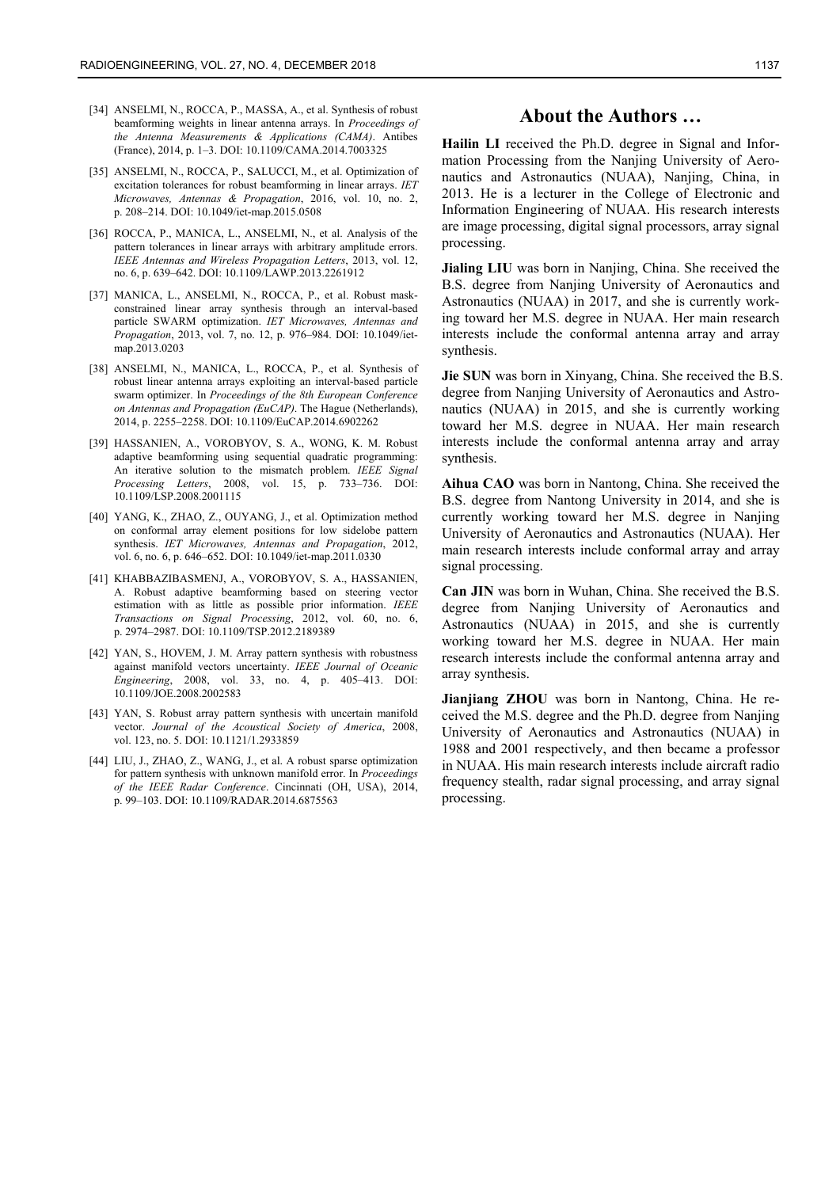[34] ANSELMI, N., ROCCA, P., MASSA, A., et al. Synthesis of robust beamforming weights in linear antenna arrays. In *Proceedings of the Antenna Measurements & Applications (CAMA)*. Antibes (France), 2014, p. 1–3. DOI: 10.1109/CAMA.2014.7003325

[35] ANSELMI, N., ROCCA, P., SALUCCI, M., et al. Optimization of excitation tolerances for robust beamforming in linear arrays. *IET Microwaves, Antennas & Propagation*, 2016, vol. 10, no. 2, p. 208–214. DOI: 10.1049/iet-map.2015.0508

[36] ROCCA, P., MANICA, L., ANSELMI, N., et al. Analysis of the pattern tolerances in linear arrays with arbitrary amplitude errors. *IEEE Antennas and Wireless Propagation Letters*, 2013, vol. 12, no. 6, p. 639–642. DOI: 10.1109/LAWP.2013.2261912

[37] MANICA, L., ANSELMI, N., ROCCA, P., et al. Robust mask-constrained linear array synthesis through an interval-based particle SWARM optimization. *IET Microwaves, Antennas and Propagation*, 2013, vol. 7, no. 12, p. 976–984. DOI: 10.1049/iet-map.2013.0203

[38] ANSELMI, N., MANICA, L., ROCCA, P., et al. Synthesis of robust linear antenna arrays exploiting an interval-based particle swarm optimizer. In *Proceedings of the 8th European Conference on Antennas and Propagation (EuCAP)*. The Hague (Netherlands), 2014, p. 2255–2258. DOI: 10.1109/EuCAP.2014.6902262

[39] HASSANIEN, A., VOROBYOV, S. A., WONG, K. M. Robust adaptive beamforming using sequential quadratic programming: An iterative solution to the mismatch problem. *IEEE Signal Processing Letters*, 2008, vol. 15, p. 733–736. DOI: 10.1109/LSP.2008.2001115

[40] YANG, K., ZHAO, Z., OUYANG, J., et al. Optimization method on conformal array element positions for low sidelobe pattern synthesis. *IET Microwaves, Antennas and Propagation*, 2012, vol. 6, no. 6, p. 646–652. DOI: 10.1049/iet-map.2011.0330

[41] KHABBAZIBASMENJ, A., VOROBYOV, S. A., HASSANIEN, A. Robust adaptive beamforming based on steering vector estimation with as little as possible prior information. *IEEE Transactions on Signal Processing*, 2012, vol. 60, no. 6, p. 2974–2987. DOI: 10.1109/TSP.2012.2189389

[42] YAN, S., HOVEM, J. M. Array pattern synthesis with robustness against manifold vectors uncertainty. *IEEE Journal of Oceanic Engineering*, 2008, vol. 33, no. 4, p. 405–413. DOI: 10.1109/JOE.2008.2002583

[43] YAN, S. Robust array pattern synthesis with uncertain manifold vector. *Journal of the Acoustical Society of America*, 2008, vol. 123, no. 5. DOI: 10.1121/1.2933859

[44] LIU, J., ZHAO, Z., WANG, J., et al. A robust sparse optimization for pattern synthesis with unknown manifold error. In *Proceedings of the IEEE Radar Conference*. Cincinnati (OH, USA), 2014, p. 99–103. DOI: 10.1109/RADAR.2014.6875563

## About the Authors …

**Hailin LI** received the Ph.D. degree in Signal and Information Processing from the Nanjing University of Aeronautics and Astronautics (NUAA), Nanjing, China, in 2013. He is a lecturer in the College of Electronic and Information Engineering of NUAA. His research interests are image processing, digital signal processors, array signal processing.

**Jialing LIU** was born in Nanjing, China. She received the B.S. degree from Nanjing University of Aeronautics and Astronautics (NUAA) in 2017, and she is currently working toward her M.S. degree in NUAA. Her main research interests include the conformal antenna array and array synthesis.

**Jie SUN** was born in Xinyang, China. She received the B.S. degree from Nanjing University of Aeronautics and Astronautics (NUAA) in 2015, and she is currently working toward her M.S. degree in NUAA. Her main research interests include the conformal antenna array and array synthesis.

**Aihua CAO** was born in Nantong, China. She received the B.S. degree from Nantong University in 2014, and she is currently working toward her M.S. degree in Nanjing University of Aeronautics and Astronautics (NUAA). Her main research interests include conformal array and array signal processing.

**Can JIN** was born in Wuhan, China. She received the B.S. degree from Nanjing University of Aeronautics and Astronautics (NUAA) in 2015, and she is currently working toward her M.S. degree in NUAA. Her main research interests include the conformal antenna array and array synthesis.

**Jianjiang ZHOU** was born in Nantong, China. He received the M.S. degree and the Ph.D. degree from Nanjing University of Aeronautics and Astronautics (NUAA) in 1988 and 2001 respectively, and then became a professor in NUAA. His main research interests include aircraft radio frequency stealth, radar signal processing, and array signal processing.